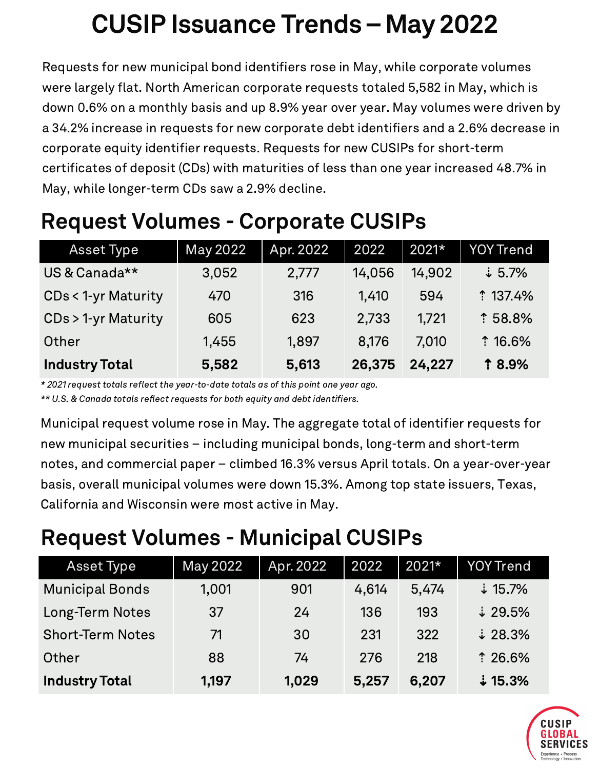# CUSIP Issuance Trends – May 2022

Requests for new municipal bond identifiers rose in May, while corporate volumes were largely flat. North American corporate requests totaled 5,582 in May, which is down 0.6% on a monthly basis and up 8.9% year over year. May volumes were driven by a 34.2% increase in requests for new corporate debt identifiers and a 2.6% decrease in corporate equity identifier requests. Requests for new CUSIPs for short-term certificates of deposit (CDs) with maturities of less than one year increased 48.7% in May, while longer-term CDs saw a 2.9% decline.

## Request Volumes - Corporate CUSIPs

| Asset Type | May 2022 | Apr. 2022 | 2022 | 2021* | YOY Trend |
|---|---|---|---|---|---|
| US & Canada** | 3,052 | 2,777 | 14,056 | 14,902 | ↓ 5.7% |
| CDs < 1-yr Maturity | 470 | 316 | 1,410 | 594 | ↑ 137.4% |
| CDs > 1-yr Maturity | 605 | 623 | 2,733 | 1,721 | ↑ 58.8% |
| Other | 1,455 | 1,897 | 8,176 | 7,010 | ↑ 16.6% |
| **Industry Total** | **5,582** | **5,613** | **26,375** | **24,227** | **↑ 8.9%** |

*\* 2021 request totals reflect the year-to-date totals as of this point one year ago.*

*\*\* U.S. & Canada totals reflect requests for both equity and debt identifiers.*

Municipal request volume rose in May. The aggregate total of identifier requests for new municipal securities – including municipal bonds, long-term and short-term notes, and commercial paper – climbed 16.3% versus April totals. On a year-over-year basis, overall municipal volumes were down 15.3%. Among top state issuers, Texas, California and Wisconsin were most active in May.

## Request Volumes - Municipal CUSIPs

| Asset Type | May 2022 | Apr. 2022 | 2022 | 2021* | YOY Trend |
|---|---|---|---|---|---|
| Municipal Bonds | 1,001 | 901 | 4,614 | 5,474 | ↓ 15.7% |
| Long-Term Notes | 37 | 24 | 136 | 193 | ↓ 29.5% |
| Short-Term Notes | 71 | 30 | 231 | 322 | ↓ 28.3% |
| Other | 88 | 74 | 276 | 218 | ↑ 26.6% |
| **Industry Total** | **1,197** | **1,029** | **5,257** | **6,207** | **↓ 15.3%** |

CUSIP GLOBAL SERVICES

Experience • Process Technology • Innovation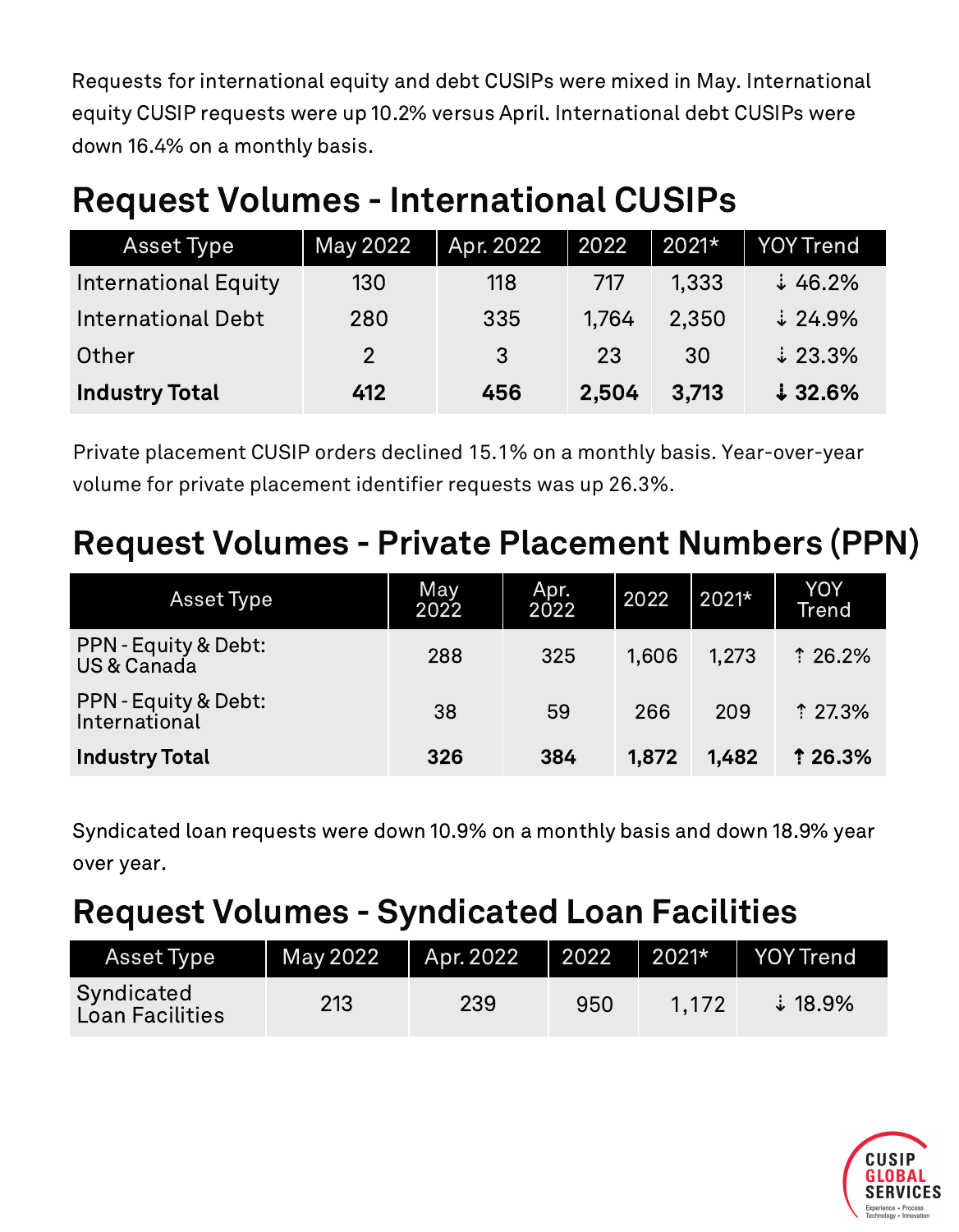Requests for international equity and debt CUSIPs were mixed in May. International equity CUSIP requests were up 10.2% versus April. International debt CUSIPs were down 16.4% on a monthly basis.

## Request Volumes - International CUSIPs

| Asset Type | May 2022 | Apr. 2022 | 2022 | 2021* | YOY Trend |
|---|---|---|---|---|---|
| International Equity | 130 | 118 | 717 | 1,333 | ↓ 46.2% |
| International Debt | 280 | 335 | 1,764 | 2,350 | ↓ 24.9% |
| Other | 2 | 3 | 23 | 30 | ↓ 23.3% |
| **Industry Total** | **412** | **456** | **2,504** | **3,713** | **↓ 32.6%** |

Private placement CUSIP orders declined 15.1% on a monthly basis. Year-over-year volume for private placement identifier requests was up 26.3%.

## Request Volumes - Private Placement Numbers (PPN)

| Asset Type | May 2022 | Apr. 2022 | 2022 | 2021* | YOY Trend |
|---|---|---|---|---|---|
| PPN - Equity & Debt: US & Canada | 288 | 325 | 1,606 | 1,273 | ↑ 26.2% |
| PPN - Equity & Debt: International | 38 | 59 | 266 | 209 | ↑ 27.3% |
| **Industry Total** | **326** | **384** | **1,872** | **1,482** | **↑ 26.3%** |

Syndicated loan requests were down 10.9% on a monthly basis and down 18.9% year over year.

## Request Volumes - Syndicated Loan Facilities

| Asset Type | May 2022 | Apr. 2022 | 2022 | 2021* | YOY Trend |
|---|---|---|---|---|---|
| Syndicated Loan Facilities | 213 | 239 | 950 | 1,172 | ↓ 18.9% |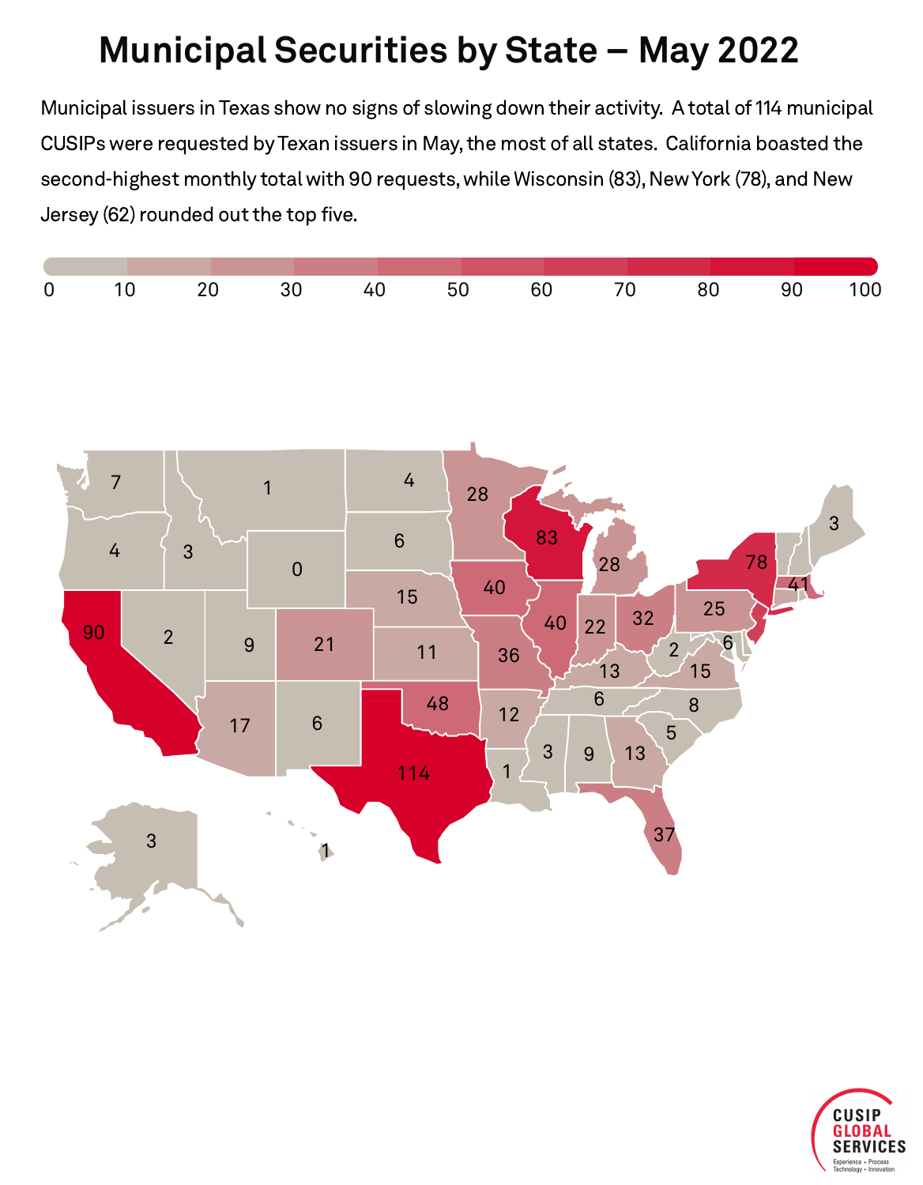# Municipal Securities by State – May 2022

Municipal issuers in Texas show no signs of slowing down their activity. A total of 114 municipal CUSIPs were requested by Texan issuers in May, the most of all states. California boasted the second-highest monthly total with 90 requests, while Wisconsin (83), New York (78), and New Jersey (62) rounded out the top five.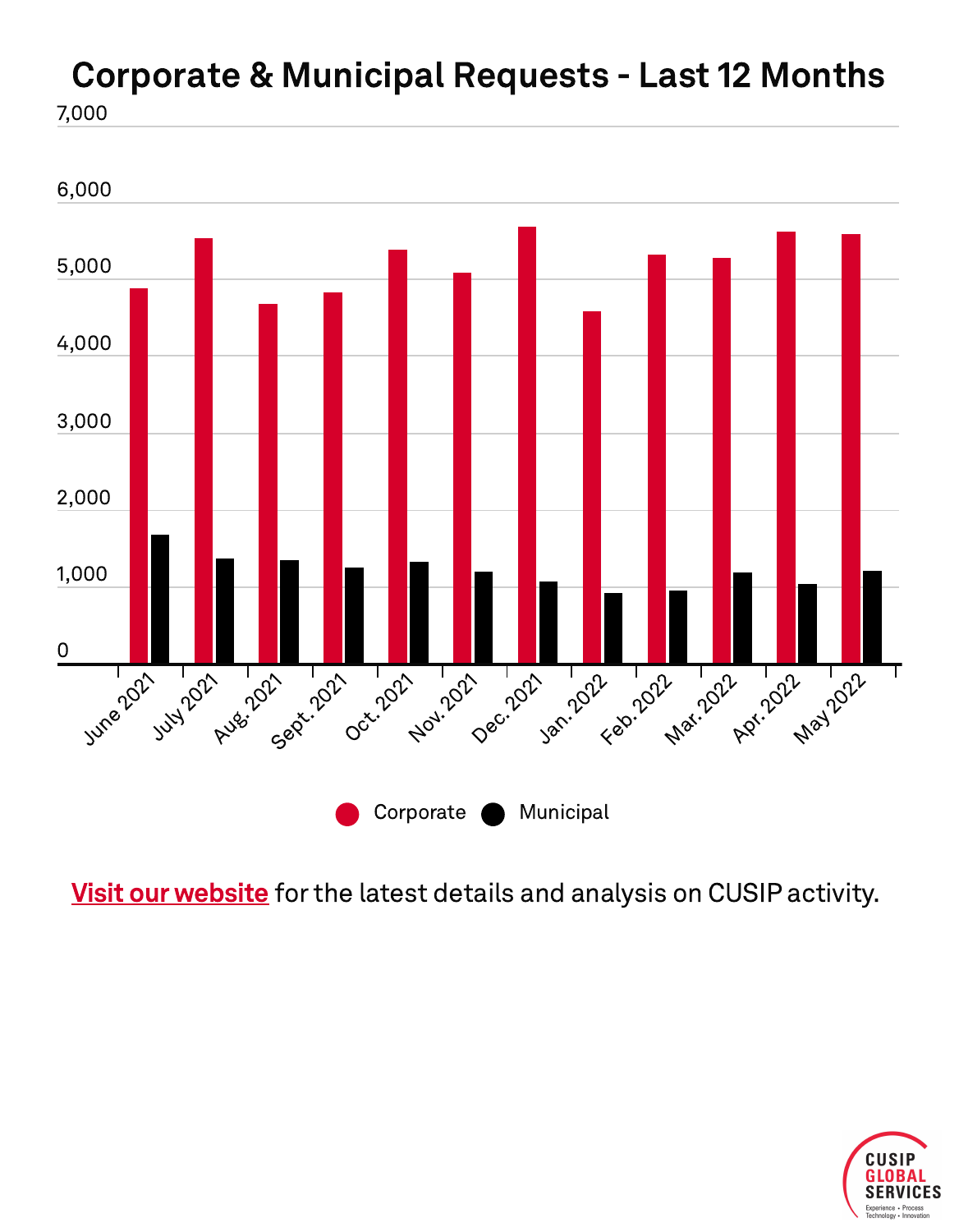# Corporate & Municipal Requests - Last 12 Months

Corporate | Municipal

[Visit our website](#) for the latest details and analysis on CUSIP activity.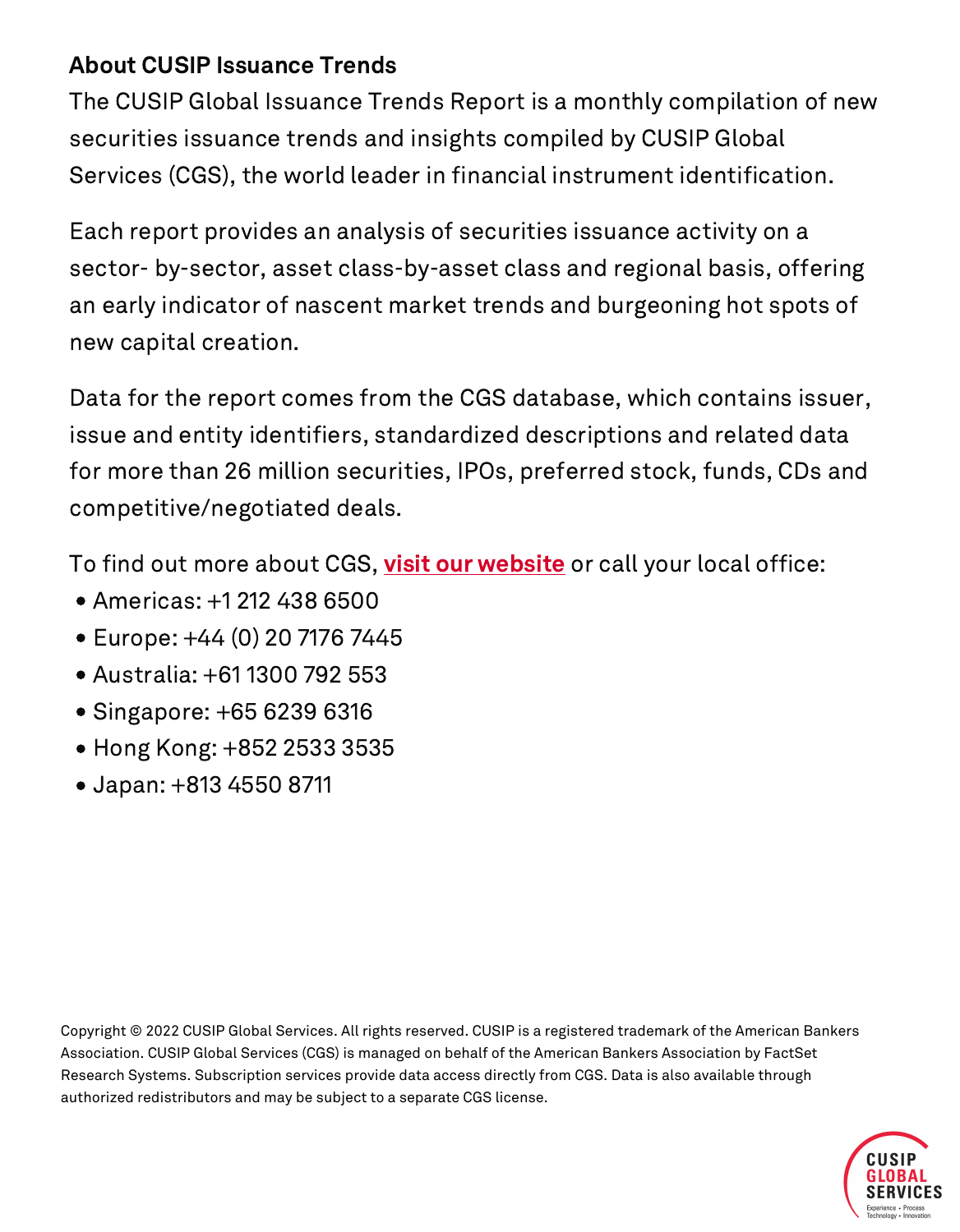**About CUSIP Issuance Trends**

The CUSIP Global Issuance Trends Report is a monthly compilation of new securities issuance trends and insights compiled by CUSIP Global Services (CGS), the world leader in financial instrument identification.

Each report provides an analysis of securities issuance activity on a sector- by-sector, asset class-by-asset class and regional basis, offering an early indicator of nascent market trends and burgeoning hot spots of new capital creation.

Data for the report comes from the CGS database, which contains issuer, issue and entity identifiers, standardized descriptions and related data for more than 26 million securities, IPOs, preferred stock, funds, CDs and competitive/negotiated deals.

To find out more about CGS, visit our website or call your local office:

- Americas: +1 212 438 6500
- Europe: +44 (0) 20 7176 7445
- Australia: +61 1300 792 553
- Singapore: +65 6239 6316
- Hong Kong: +852 2533 3535
- Japan: +813 4550 8711

Copyright © 2022 CUSIP Global Services. All rights reserved. CUSIP is a registered trademark of the American Bankers Association. CUSIP Global Services (CGS) is managed on behalf of the American Bankers Association by FactSet Research Systems. Subscription services provide data access directly from CGS. Data is also available through authorized redistributors and may be subject to a separate CGS license.

CUSIP GLOBAL SERVICES
Experience • Process
Technology • Innovation